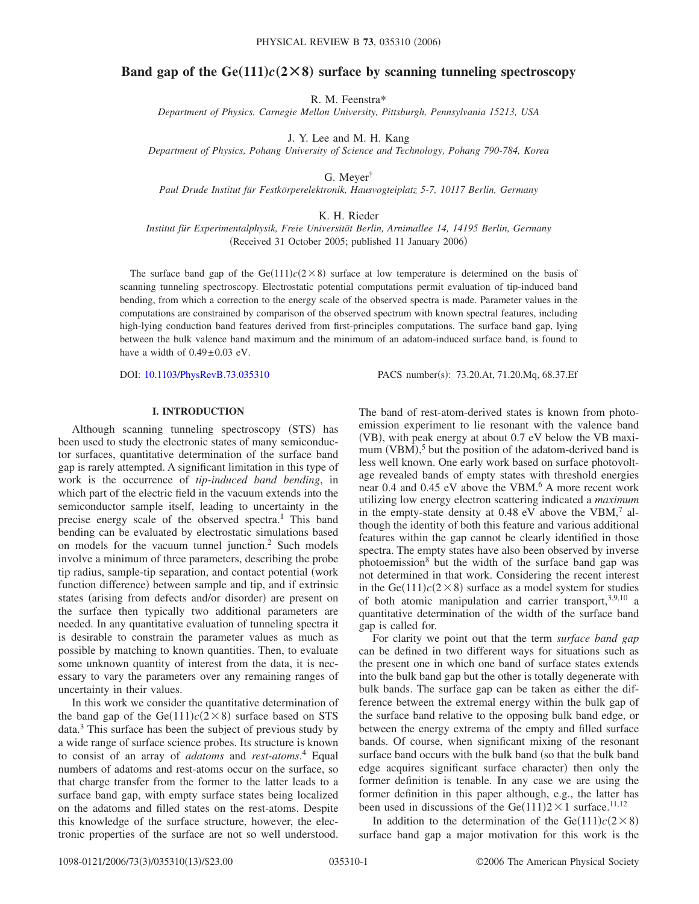# Band gap of the Ge(111)$c(2\times8)$ surface by scanning tunneling spectroscopy

R. M. Feenstra*

*Department of Physics, Carnegie Mellon University, Pittsburgh, Pennsylvania 15213, USA*

J. Y. Lee and M. H. Kang

*Department of Physics, Pohang University of Science and Technology, Pohang 790-784, Korea*

G. Meyer†

*Paul Drude Institut für Festkörperelektronik, Hausvogteiplatz 5-7, 10117 Berlin, Germany*

K. H. Rieder

*Institut für Experimentalphysik, Freie Universität Berlin, Arnimallee 14, 14195 Berlin, Germany*

(Received 31 October 2005; published 11 January 2006)

The surface band gap of the Ge(111)$c(2\times8)$ surface at low temperature is determined on the basis of scanning tunneling spectroscopy. Electrostatic potential computations permit evaluation of tip-induced band bending, from which a correction to the energy scale of the observed spectra is made. Parameter values in the computations are constrained by comparison of the observed spectrum with known spectral features, including high-lying conduction band features derived from first-principles computations. The surface band gap, lying between the bulk valence band maximum and the minimum of an adatom-induced surface band, is found to have a width of $0.49\pm0.03$ eV.

DOI: 10.1103/PhysRevB.73.035310 PACS number(s): 73.20.At, 71.20.Mq, 68.37.Ef

## I. INTRODUCTION

Although scanning tunneling spectroscopy (STS) has been used to study the electronic states of many semiconductor surfaces, quantitative determination of the surface band gap is rarely attempted. A significant limitation in this type of work is the occurrence of *tip-induced band bending*, in which part of the electric field in the vacuum extends into the semiconductor sample itself, leading to uncertainty in the precise energy scale of the observed spectra.[1] This band bending can be evaluated by electrostatic simulations based on models for the vacuum tunnel junction.[2] Such models involve a minimum of three parameters, describing the probe tip radius, sample-tip separation, and contact potential (work function difference) between sample and tip, and if extrinsic states (arising from defects and/or disorder) are present on the surface then typically two additional parameters are needed. In any quantitative evaluation of tunneling spectra it is desirable to constrain the parameter values as much as possible by matching to known quantities. Then, to evaluate some unknown quantity of interest from the data, it is necessary to vary the parameters over any remaining ranges of uncertainty in their values.

In this work we consider the quantitative determination of the band gap of the Ge(111)$c(2\times8)$ surface based on STS data.[3] This surface has been the subject of previous study by a wide range of surface science probes. Its structure is known to consist of an array of *adatoms* and *rest-atoms*.[4] Equal numbers of adatoms and rest-atoms occur on the surface, so that charge transfer from the former to the latter leads to a surface band gap, with empty surface states being localized on the adatoms and filled states on the rest-atoms. Despite this knowledge of the surface structure, however, the electronic properties of the surface are not so well understood. The band of rest-atom-derived states is known from photoemission experiment to lie resonant with the valence band (VB), with peak energy at about 0.7 eV below the VB maximum (VBM),[5] but the position of the adatom-derived band is less well known. One early work based on surface photovoltage revealed bands of empty states with threshold energies near 0.4 and 0.45 eV above the VBM.[6] A more recent work utilizing low energy electron scattering indicated a *maximum* in the empty-state density at 0.48 eV above the VBM,[7] although the identity of both this feature and various additional features within the gap cannot be clearly identified in those spectra. The empty states have also been observed by inverse photoemission[8] but the width of the surface band gap was not determined in that work. Considering the recent interest in the Ge(111)$c(2\times8)$ surface as a model system for studies of both atomic manipulation and carrier transport,[3,9,10] a quantitative determination of the width of the surface band gap is called for.

For clarity we point out that the term *surface band gap* can be defined in two different ways for situations such as the present one in which one band of surface states extends into the bulk band gap but the other is totally degenerate with bulk bands. The surface gap can be taken as either the difference between the extremal energy within the bulk gap of the surface band relative to the opposing bulk band edge, or between the energy extrema of the empty and filled surface bands. Of course, when significant mixing of the resonant surface band occurs with the bulk band (so that the bulk band edge acquires significant surface character) then only the former definition is tenable. In any case we are using the former definition in this paper although, e.g., the latter has been used in discussions of the Ge(111)$2\times1$ surface.[11,12]

In addition to the determination of the Ge(111)$c(2\times8)$ surface band gap a major motivation for this work is the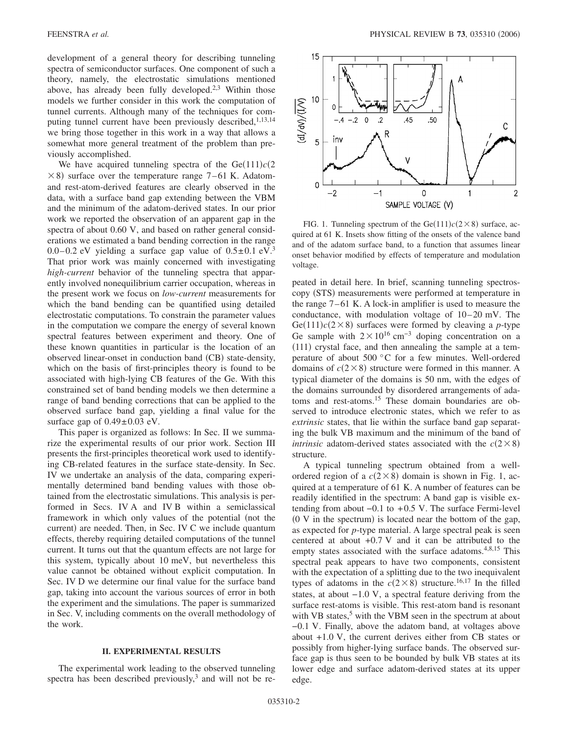development of a general theory for describing tunneling spectra of semiconductor surfaces. One component of such a theory, namely, the electrostatic simulations mentioned above, has already been fully developed.[2,3] Within those models we further consider in this work the computation of tunnel currents. Although many of the techniques for computing tunnel current have been previously described,[1,13,14] we bring those together in this work in a way that allows a somewhat more general treatment of the problem than previously accomplished.

We have acquired tunneling spectra of the Ge(111)$c(2\times8)$ surface over the temperature range 7–61 K. Adatom- and rest-atom-derived features are clearly observed in the data, with a surface band gap extending between the VBM and the minimum of the adatom-derived states. In our prior work we reported the observation of an apparent gap in the spectra of about 0.60 V, and based on rather general considerations we estimated a band bending correction in the range 0.0–0.2 eV yielding a surface gap value of $0.5\pm0.1$ eV.[3] That prior work was mainly concerned with investigating *high-current* behavior of the tunneling spectra that apparently involved nonequilibrium carrier occupation, whereas in the present work we focus on *low-current* measurements for which the band bending can be quantified using detailed electrostatic computations. To constrain the parameter values in the computation we compare the energy of several known spectral features between experiment and theory. One of these known quantities in particular is the location of an observed linear-onset in conduction band (CB) state-density, which on the basis of first-principles theory is found to be associated with high-lying CB features of the Ge. With this constrained set of band bending models we then determine a range of band bending corrections that can be applied to the observed surface band gap, yielding a final value for the surface gap of $0.49\pm0.03$ eV.

This paper is organized as follows: In Sec. II we summarize the experimental results of our prior work. Section III presents the first-principles theoretical work used to identify CB-related features in the surface state-density. In Sec. IV we undertake an analysis of the data, comparing experimentally determined band bending values with those obtained from the electrostatic simulations. This analysis is performed in Secs. IV A and IV B within a semiclassical framework in which only values of the potential (not the current) are needed. Then, in Sec. IV C we include quantum effects, thereby requiring detailed computations of the tunnel current. It turns out that the quantum effects are not large for this system, typically about 10 meV, but nevertheless this value cannot be obtained without explicit computation. In Sec. IV D we determine our final value for the surface band gap, taking into account the various sources of error in both the experiment and the simulations. The paper is summarized in Sec. V, including comments on the overall methodology of the work.

## II. EXPERIMENTAL RESULTS

The experimental work leading to the observed tunneling spectra has been described previously,[3] and will not be repeated in detail here. In brief, scanning tunneling spectroscopy (STS) measurements were performed at temperature in the range 7–61 K. A lock-in amplifier is used to measure the conductance, with modulation voltage of 10–20 mV. The Ge(111)$c(2\times8)$ surfaces were formed by cleaving a *p*-type Ge sample with $2\times10^{16}$ cm$^{-3}$ doping concentration on a (111) crystal face, and then annealing the sample at a temperature of about 500 °C for a few minutes. Well-ordered domains of $c(2\times8)$ structure were formed in this manner. A typical diameter of the domains is 50 nm, with the edges of the domains surrounded by disordered arrangements of adatoms and rest-atoms.[15] These domain boundaries are observed to introduce electronic states, which we refer to as *extrinsic* states, that lie within the surface band gap separating the bulk VB maximum and the minimum of the band of *intrinsic* adatom-derived states associated with the $c(2\times8)$ structure.

FIG. 1. Tunneling spectrum of the Ge(111)$c(2\times8)$ surface, acquired at 61 K. Insets show fitting of the onsets of the valence band and of the adatom surface band, to a function that assumes linear onset behavior modified by effects of temperature and modulation voltage.

A typical tunneling spectrum obtained from a well-ordered region of a $c(2\times8)$ domain is shown in Fig. 1, acquired at a temperature of 61 K. A number of features can be readily identified in the spectrum: A band gap is visible extending from about −0.1 to +0.5 V. The surface Fermi-level (0 V in the spectrum) is located near the bottom of the gap, as expected for *p*-type material. A large spectral peak is seen centered at about +0.7 V and it can be attributed to the empty states associated with the surface adatoms.[4,8,15] This spectral peak appears to have two components, consistent with the expectation of a splitting due to the two inequivalent types of adatoms in the $c(2\times8)$ structure.[16,17] In the filled states, at about −1.0 V, a spectral feature deriving from the surface rest-atoms is visible. This rest-atom band is resonant with VB states,[5] with the VBM seen in the spectrum at about −0.1 V. Finally, above the adatom band, at voltages above about +1.0 V, the current derives either from CB states or possibly from higher-lying surface bands. The observed surface gap is thus seen to be bounded by bulk VB states at its lower edge and surface adatom-derived states at its upper edge.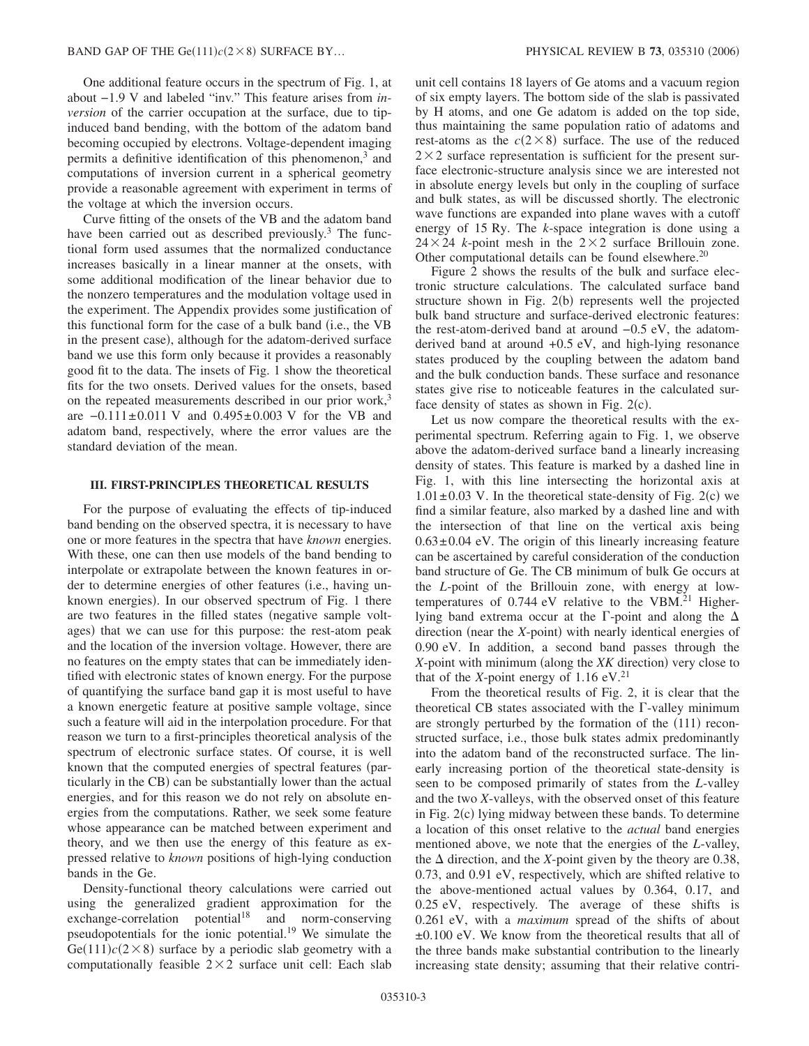One additional feature occurs in the spectrum of Fig. 1, at about −1.9 V and labeled "inv." This feature arises from *inversion* of the carrier occupation at the surface, due to tip-induced band bending, with the bottom of the adatom band becoming occupied by electrons. Voltage-dependent imaging permits a definitive identification of this phenomenon,[3] and computations of inversion current in a spherical geometry provide a reasonable agreement with experiment in terms of the voltage at which the inversion occurs.

Curve fitting of the onsets of the VB and the adatom band have been carried out as described previously.[3] The functional form used assumes that the normalized conductance increases basically in a linear manner at the onsets, with some additional modification of the linear behavior due to the nonzero temperatures and the modulation voltage used in the experiment. The Appendix provides some justification of this functional form for the case of a bulk band (i.e., the VB in the present case), although for the adatom-derived surface band we use this form only because it provides a reasonably good fit to the data. The insets of Fig. 1 show the theoretical fits for the two onsets. Derived values for the onsets, based on the repeated measurements described in our prior work,[3] are $-0.111 \pm 0.011$ V and $0.495 \pm 0.003$ V for the VB and adatom band, respectively, where the error values are the standard deviation of the mean.

### III. FIRST-PRINCIPLES THEORETICAL RESULTS

For the purpose of evaluating the effects of tip-induced band bending on the observed spectra, it is necessary to have one or more features in the spectra that have *known* energies. With these, one can then use models of the band bending to interpolate or extrapolate between the known features in order to determine energies of other features (i.e., having unknown energies). In our observed spectrum of Fig. 1 there are two features in the filled states (negative sample voltages) that we can use for this purpose: the rest-atom peak and the location of the inversion voltage. However, there are no features on the empty states that can be immediately identified with electronic states of known energy. For the purpose of quantifying the surface band gap it is most useful to have a known energetic feature at positive sample voltage, since such a feature will aid in the interpolation procedure. For that reason we turn to a first-principles theoretical analysis of the spectrum of electronic surface states. Of course, it is well known that the computed energies of spectral features (particularly in the CB) can be substantially lower than the actual energies, and for this reason we do not rely on absolute energies from the computations. Rather, we seek some feature whose appearance can be matched between experiment and theory, and we then use the energy of this feature as expressed relative to *known* positions of high-lying conduction bands in the Ge.

Density-functional theory calculations were carried out using the generalized gradient approximation for the exchange-correlation potential[18] and norm-conserving pseudopotentials for the ionic potential.[19] We simulate the Ge(111)$c(2\times 8)$ surface by a periodic slab geometry with a computationally feasible $2\times 2$ surface unit cell: Each slab unit cell contains 18 layers of Ge atoms and a vacuum region of six empty layers. The bottom side of the slab is passivated by H atoms, and one Ge adatom is added on the top side, thus maintaining the same population ratio of adatoms and rest-atoms as the $c(2\times 8)$ surface. The use of the reduced $2\times 2$ surface representation is sufficient for the present surface electronic-structure analysis since we are interested not in absolute energy levels but only in the coupling of surface and bulk states, as will be discussed shortly. The electronic wave functions are expanded into plane waves with a cutoff energy of 15 Ry. The *k*-space integration is done using a $24\times 24$ *k*-point mesh in the $2\times 2$ surface Brillouin zone. Other computational details can be found elsewhere.[20]

Figure 2 shows the results of the bulk and surface electronic structure calculations. The calculated surface band structure shown in Fig. 2(b) represents well the projected bulk band structure and surface-derived electronic features: the rest-atom-derived band at around −0.5 eV, the adatom-derived band at around +0.5 eV, and high-lying resonance states produced by the coupling between the adatom band and the bulk conduction bands. These surface and resonance states give rise to noticeable features in the calculated surface density of states as shown in Fig. 2(c).

Let us now compare the theoretical results with the experimental spectrum. Referring again to Fig. 1, we observe above the adatom-derived surface band a linearly increasing density of states. This feature is marked by a dashed line in Fig. 1, with this line intersecting the horizontal axis at $1.01 \pm 0.03$ V. In the theoretical state-density of Fig. 2(c) we find a similar feature, also marked by a dashed line and with the intersection of that line on the vertical axis being $0.63 \pm 0.04$ eV. The origin of this linearly increasing feature can be ascertained by careful consideration of the conduction band structure of Ge. The CB minimum of bulk Ge occurs at the *L*-point of the Brillouin zone, with energy at low-temperatures of 0.744 eV relative to the VBM.[21] Higher-lying band extrema occur at the Γ-point and along the Δ direction (near the *X*-point) with nearly identical energies of 0.90 eV. In addition, a second band passes through the *X*-point with minimum (along the *XK* direction) very close to that of the *X*-point energy of 1.16 eV.[21]

From the theoretical results of Fig. 2, it is clear that the theoretical CB states associated with the Γ-valley minimum are strongly perturbed by the formation of the (111) reconstructed surface, i.e., those bulk states admix predominantly into the adatom band of the reconstructed surface. The linearly increasing portion of the theoretical state-density is seen to be composed primarily of states from the *L*-valley and the two *X*-valleys, with the observed onset of this feature in Fig. 2(c) lying midway between these bands. To determine a location of this onset relative to the *actual* band energies mentioned above, we note that the energies of the *L*-valley, the Δ direction, and the *X*-point given by the theory are 0.38, 0.73, and 0.91 eV, respectively, which are shifted relative to the above-mentioned actual values by 0.364, 0.17, and 0.25 eV, respectively. The average of these shifts is 0.261 eV, with a *maximum* spread of the shifts of about ±0.100 eV. We know from the theoretical results that all of the three bands make substantial contribution to the linearly increasing state density; assuming that their relative contri-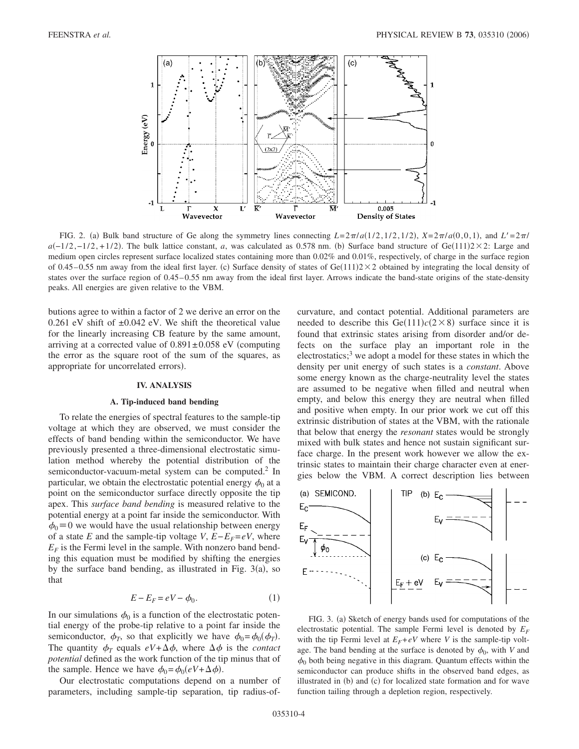FIG. 2. (a) Bulk band structure of Ge along the symmetry lines connecting $L=2\pi/a(1/2,1/2,1/2)$, $X=2\pi/a(0,0,1)$, and $L'=2\pi/a(-1/2,-1/2,+1/2)$. The bulk lattice constant, $a$, was calculated as 0.578 nm. (b) Surface band structure of Ge(111)$2\times2$: Large and medium open circles represent surface localized states containing more than 0.02% and 0.01%, respectively, of charge in the surface region of 0.45–0.55 nm away from the ideal first layer. (c) Surface density of states of Ge(111)$2\times2$ obtained by integrating the local density of states over the surface region of 0.45–0.55 nm away from the ideal first layer. Arrows indicate the band-state origins of the state-density peaks. All energies are given relative to the VBM.

butions agree to within a factor of 2 we derive an error on the 0.261 eV shift of ±0.042 eV. We shift the theoretical value for the linearly increasing CB feature by the same amount, arriving at a corrected value of 0.891±0.058 eV (computing the error as the square root of the sum of the squares, as appropriate for uncorrelated errors).

## IV. ANALYSIS

### A. Tip-induced band bending

To relate the energies of spectral features to the sample-tip voltage at which they are observed, we must consider the effects of band bending within the semiconductor. We have previously presented a three-dimensional electrostatic simulation method whereby the potential distribution of the semiconductor-vacuum-metal system can be computed.[2] In particular, we obtain the electrostatic potential energy $\phi_0$ at a point on the semiconductor surface directly opposite the tip apex. This *surface band bending* is measured relative to the potential energy at a point far inside the semiconductor. With $\phi_0 \equiv 0$ we would have the usual relationship between energy of a state $E$ and the sample-tip voltage $V$, $E-E_F=eV$, where $E_F$ is the Fermi level in the sample. With nonzero band bending this equation must be modified by shifting the energies by the surface band bending, as illustrated in Fig. 3(a), so that

$$E - E_F = eV - \phi_0. \tag{1}$$

In our simulations $\phi_0$ is a function of the electrostatic potential energy of the probe-tip relative to a point far inside the semiconductor, $\phi_T$, so that explicitly we have $\phi_0=\phi_0(\phi_T)$. The quantity $\phi_T$ equals $eV+\Delta\phi$, where $\Delta\phi$ is the *contact potential* defined as the work function of the tip minus that of the sample. Hence we have $\phi_0=\phi_0(eV+\Delta\phi)$.

Our electrostatic computations depend on a number of parameters, including sample-tip separation, tip radius-of-curvature, and contact potential. Additional parameters are needed to describe this Ge(111)$c(2\times8)$ surface since it is found that extrinsic states arising from disorder and/or defects on the surface play an important role in the electrostatics;[3] we adopt a model for these states in which the density per unit energy of such states is a *constant*. Above some energy known as the charge-neutrality level the states are assumed to be negative when filled and neutral when empty, and below this energy they are neutral when filled and positive when empty. In our prior work we cut off this extrinsic distribution of states at the VBM, with the rationale that below that energy the *resonant* states would be strongly mixed with bulk states and hence not sustain significant surface charge. In the present work however we allow the extrinsic states to maintain their charge character even at energies below the VBM. A correct description lies between

FIG. 3. (a) Sketch of energy bands used for computations of the electrostatic potential. The sample Fermi level is denoted by $E_F$ with the tip Fermi level at $E_F+eV$ where $V$ is the sample-tip voltage. The band bending at the surface is denoted by $\phi_0$, with $V$ and $\phi_0$ both being negative in this diagram. Quantum effects within the semiconductor can produce shifts in the observed band edges, as illustrated in (b) and (c) for localized state formation and for wave function tailing through a depletion region, respectively.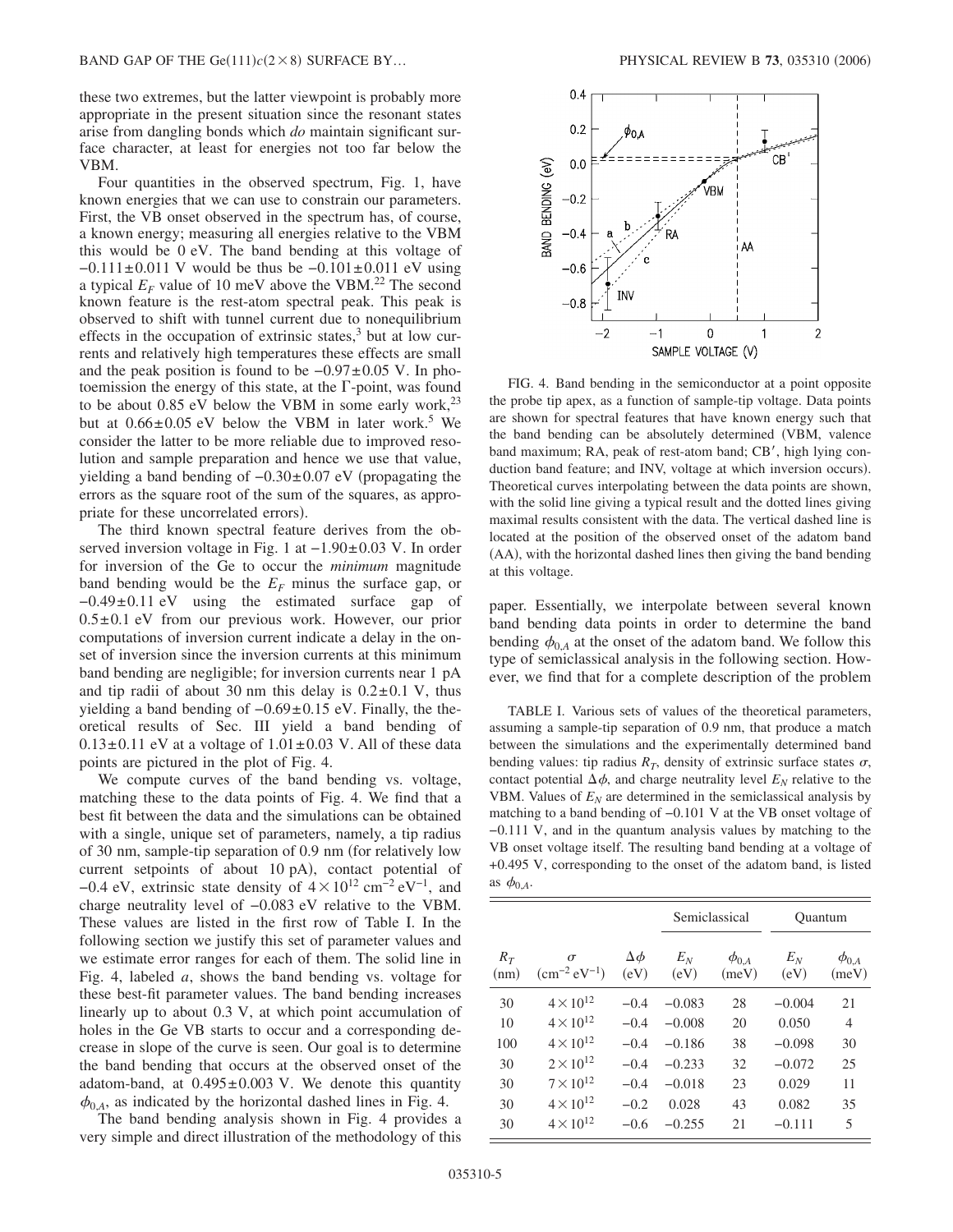these two extremes, but the latter viewpoint is probably more appropriate in the present situation since the resonant states arise from dangling bonds which *do* maintain significant surface character, at least for energies not too far below the VBM.

Four quantities in the observed spectrum, Fig. 1, have known energies that we can use to constrain our parameters. First, the VB onset observed in the spectrum has, of course, a known energy; measuring all energies relative to the VBM this would be 0 eV. The band bending at this voltage of $-0.111\pm0.011$ V would be thus be $-0.101\pm0.011$ eV using a typical $E_F$ value of 10 meV above the VBM.[22] The second known feature is the rest-atom spectral peak. This peak is observed to shift with tunnel current due to nonequilibrium effects in the occupation of extrinsic states,[3] but at low currents and relatively high temperatures these effects are small and the peak position is found to be $-0.97\pm0.05$ V. In photoemission the energy of this state, at the $\Gamma$-point, was found to be about 0.85 eV below the VBM in some early work,[23] but at $0.66\pm0.05$ eV below the VBM in later work.[5] We consider the latter to be more reliable due to improved resolution and sample preparation and hence we use that value, yielding a band bending of $-0.30\pm0.07$ eV (propagating the errors as the square root of the sum of the squares, as appropriate for these uncorrelated errors).

The third known spectral feature derives from the observed inversion voltage in Fig. 1 at $-1.90\pm0.03$ V. In order for inversion of the Ge to occur the *minimum* magnitude band bending would be the $E_F$ minus the surface gap, or $-0.49\pm0.11$ eV using the estimated surface gap of $0.5\pm0.1$ eV from our previous work. However, our prior computations of inversion current indicate a delay in the onset of inversion since the inversion currents at this minimum band bending are negligible; for inversion currents near 1 pA and tip radii of about 30 nm this delay is $0.2\pm0.1$ V, thus yielding a band bending of $-0.69\pm0.15$ eV. Finally, the theoretical results of Sec. III yield a band bending of $0.13\pm0.11$ eV at a voltage of $1.01\pm0.03$ V. All of these data points are pictured in the plot of Fig. 4.

We compute curves of the band bending vs. voltage, matching these to the data points of Fig. 4. We find that a best fit between the data and the simulations can be obtained with a single, unique set of parameters, namely, a tip radius of 30 nm, sample-tip separation of 0.9 nm (for relatively low current setpoints of about 10 pA), contact potential of $-0.4$ eV, extrinsic state density of $4\times10^{12}$ cm$^{-2}$ eV$^{-1}$, and charge neutrality level of $-0.083$ eV relative to the VBM. These values are listed in the first row of Table I. In the following section we justify this set of parameter values and we estimate error ranges for each of them. The solid line in Fig. 4, labeled *a*, shows the band bending vs. voltage for these best-fit parameter values. The band bending increases linearly up to about 0.3 V, at which point accumulation of holes in the Ge VB starts to occur and a corresponding decrease in slope of the curve is seen. Our goal is to determine the band bending that occurs at the observed onset of the adatom-band, at $0.495\pm0.003$ V. We denote this quantity $\phi_{0,A}$, as indicated by the horizontal dashed lines in Fig. 4.

The band bending analysis shown in Fig. 4 provides a very simple and direct illustration of the methodology of this paper. Essentially, we interpolate between several known band bending data points in order to determine the band bending $\phi_{0,A}$ at the onset of the adatom band. We follow this type of semiclassical analysis in the following section. However, we find that for a complete description of the problem

FIG. 4. Band bending in the semiconductor at a point opposite the probe tip apex, as a function of sample-tip voltage. Data points are shown for spectral features that have known energy such that the band bending can be absolutely determined (VBM, valence band maximum; RA, peak of rest-atom band; CB′, high lying conduction band feature; and INV, voltage at which inversion occurs). Theoretical curves interpolating between the data points are shown, with the solid line giving a typical result and the dotted lines giving maximal results consistent with the data. The vertical dashed line is located at the position of the observed onset of the adatom band (AA), with the horizontal dashed lines then giving the band bending at this voltage.

TABLE I. Various sets of values of the theoretical parameters, assuming a sample-tip separation of 0.9 nm, that produce a match between the simulations and the experimentally determined band bending values: tip radius $R_T$, density of extrinsic surface states $\sigma$, contact potential $\Delta\phi$, and charge neutrality level $E_N$ relative to the VBM. Values of $E_N$ are determined in the semiclassical analysis by matching to a band bending of $-0.101$ V at the VB onset voltage of $-0.111$ V, and in the quantum analysis values by matching to the VB onset voltage itself. The resulting band bending at a voltage of $+0.495$ V, corresponding to the onset of the adatom band, is listed as $\phi_{0,A}$.

| | | | Semiclassical | | Quantum | |
|---|---|---|---|---|---|---|
| $R_T$ (nm) | $\sigma$ (cm$^{-2}$ eV$^{-1}$) | $\Delta\phi$ (eV) | $E_N$ (eV) | $\phi_{0,A}$ (meV) | $E_N$ (eV) | $\phi_{0,A}$ (meV) |
| 30 | $4\times10^{12}$ | $-0.4$ | $-0.083$ | 28 | $-0.004$ | 21 |
| 10 | $4\times10^{12}$ | $-0.4$ | $-0.008$ | 20 | 0.050 | 4 |
| 100 | $4\times10^{12}$ | $-0.4$ | $-0.186$ | 38 | $-0.098$ | 30 |
| 30 | $2\times10^{12}$ | $-0.4$ | $-0.233$ | 32 | $-0.072$ | 25 |
| 30 | $7\times10^{12}$ | $-0.4$ | $-0.018$ | 23 | 0.029 | 11 |
| 30 | $4\times10^{12}$ | $-0.2$ | 0.028 | 43 | 0.082 | 35 |
| 30 | $4\times10^{12}$ | $-0.6$ | $-0.255$ | 21 | $-0.111$ | 5 |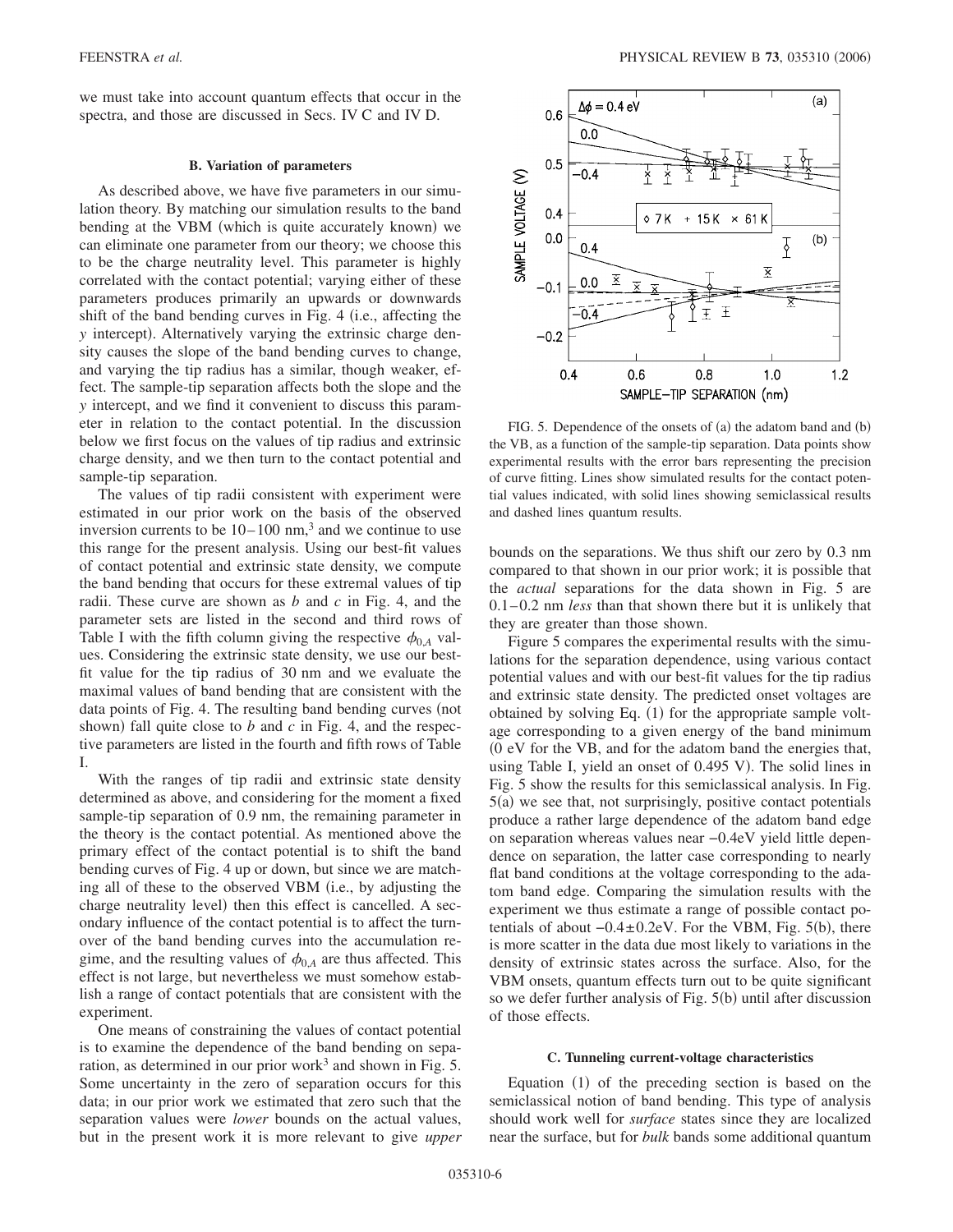we must take into account quantum effects that occur in the spectra, and those are discussed in Secs. IV C and IV D.

### B. Variation of parameters

As described above, we have five parameters in our simulation theory. By matching our simulation results to the band bending at the VBM (which is quite accurately known) we can eliminate one parameter from our theory; we choose this to be the charge neutrality level. This parameter is highly correlated with the contact potential; varying either of these parameters produces primarily an upwards or downwards shift of the band bending curves in Fig. 4 (i.e., affecting the $y$ intercept). Alternatively varying the extrinsic charge density causes the slope of the band bending curves to change, and varying the tip radius has a similar, though weaker, effect. The sample-tip separation affects both the slope and the $y$ intercept, and we find it convenient to discuss this parameter in relation to the contact potential. In the discussion below we first focus on the values of tip radius and extrinsic charge density, and we then turn to the contact potential and sample-tip separation.

The values of tip radii consistent with experiment were estimated in our prior work on the basis of the observed inversion currents to be 10–100 nm,[3] and we continue to use this range for the present analysis. Using our best-fit values of contact potential and extrinsic state density, we compute the band bending that occurs for these extremal values of tip radii. These curve are shown as $b$ and $c$ in Fig. 4, and the parameter sets are listed in the second and third rows of Table I with the fifth column giving the respective $\phi_{0,A}$ values. Considering the extrinsic state density, we use our best-fit value for the tip radius of 30 nm and we evaluate the maximal values of band bending that are consistent with the data points of Fig. 4. The resulting band bending curves (not shown) fall quite close to $b$ and $c$ in Fig. 4, and the respective parameters are listed in the fourth and fifth rows of Table I.

With the ranges of tip radii and extrinsic state density determined as above, and considering for the moment a fixed sample-tip separation of 0.9 nm, the remaining parameter in the theory is the contact potential. As mentioned above the primary effect of the contact potential is to shift the band bending curves of Fig. 4 up or down, but since we are matching all of these to the observed VBM (i.e., by adjusting the charge neutrality level) then this effect is cancelled. A secondary influence of the contact potential is to affect the turnover of the band bending curves into the accumulation regime, and the resulting values of $\phi_{0,A}$ are thus affected. This effect is not large, but nevertheless we must somehow establish a range of contact potentials that are consistent with the experiment.

One means of constraining the values of contact potential is to examine the dependence of the band bending on separation, as determined in our prior work[3] and shown in Fig. 5. Some uncertainty in the zero of separation occurs for this data; in our prior work we estimated that zero such that the separation values were *lower* bounds on the actual values, but in the present work it is more relevant to give *upper* bounds on the separations. We thus shift our zero by 0.3 nm compared to that shown in our prior work; it is possible that the *actual* separations for the data shown in Fig. 5 are 0.1–0.2 nm *less* than that shown there but it is unlikely that they are greater than those shown.

FIG. 5. Dependence of the onsets of (a) the adatom band and (b) the VB, as a function of the sample-tip separation. Data points show experimental results with the error bars representing the precision of curve fitting. Lines show simulated results for the contact potential values indicated, with solid lines showing semiclassical results and dashed lines quantum results.

Figure 5 compares the experimental results with the simulations for the separation dependence, using various contact potential values and with our best-fit values for the tip radius and extrinsic state density. The predicted onset voltages are obtained by solving Eq. (1) for the appropriate sample voltage corresponding to a given energy of the band minimum (0 eV for the VB, and for the adatom band the energies that, using Table I, yield an onset of 0.495 V). The solid lines in Fig. 5 show the results for this semiclassical analysis. In Fig. 5(a) we see that, not surprisingly, positive contact potentials produce a rather large dependence of the adatom band edge on separation whereas values near −0.4eV yield little dependence on separation, the latter case corresponding to nearly flat band conditions at the voltage corresponding to the adatom band edge. Comparing the simulation results with the experiment we thus estimate a range of possible contact potentials of about −0.4±0.2eV. For the VBM, Fig. 5(b), there is more scatter in the data due most likely to variations in the density of extrinsic states across the surface. Also, for the VBM onsets, quantum effects turn out to be quite significant so we defer further analysis of Fig. 5(b) until after discussion of those effects.

### C. Tunneling current-voltage characteristics

Equation (1) of the preceding section is based on the semiclassical notion of band bending. This type of analysis should work well for *surface* states since they are localized near the surface, but for *bulk* bands some additional quantum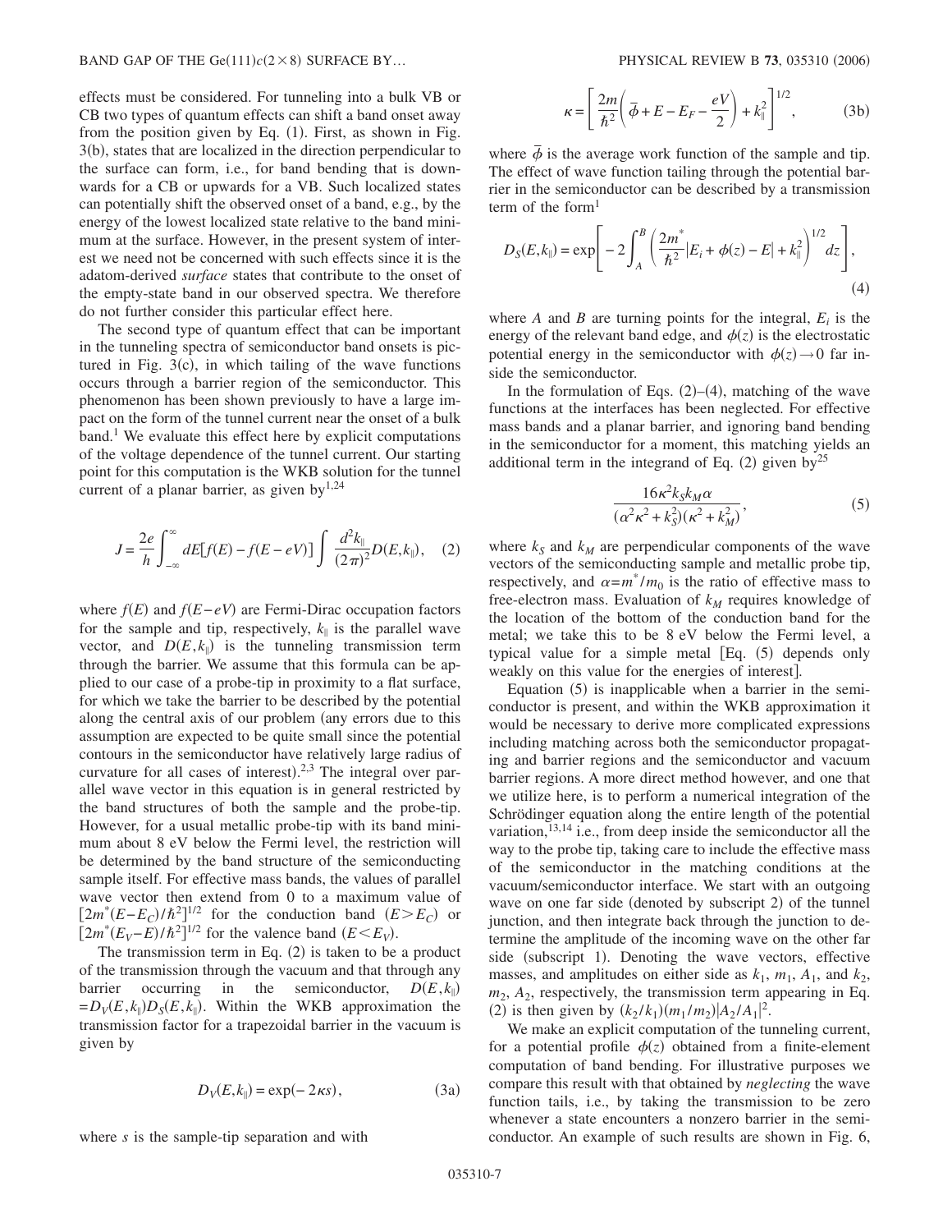effects must be considered. For tunneling into a bulk VB or CB two types of quantum effects can shift a band onset away from the position given by Eq. (1). First, as shown in Fig. 3(b), states that are localized in the direction perpendicular to the surface can form, i.e., for band bending that is downwards for a CB or upwards for a VB. Such localized states can potentially shift the observed onset of a band, e.g., by the energy of the lowest localized state relative to the band minimum at the surface. However, in the present system of interest we need not be concerned with such effects since it is the adatom-derived *surface* states that contribute to the onset of the empty-state band in our observed spectra. We therefore do not further consider this particular effect here.

The second type of quantum effect that can be important in the tunneling spectra of semiconductor band onsets is pictured in Fig. 3(c), in which tailing of the wave functions occurs through a barrier region of the semiconductor. This phenomenon has been shown previously to have a large impact on the form of the tunnel current near the onset of a bulk band.[1] We evaluate this effect here by explicit computations of the voltage dependence of the tunnel current. Our starting point for this computation is the WKB solution for the tunnel current of a planar barrier, as given by[1,24]

$$J = \frac{2e}{h}\int_{-\infty}^{\infty} dE[f(E) - f(E-eV)] \int \frac{d^2k_\parallel}{(2\pi)^2} D(E,k_\parallel), \quad (2)$$

where $f(E)$ and $f(E-eV)$ are Fermi-Dirac occupation factors for the sample and tip, respectively, $k_\parallel$ is the parallel wave vector, and $D(E,k_\parallel)$ is the tunneling transmission term through the barrier. We assume that this formula can be applied to our case of a probe-tip in proximity to a flat surface, for which we take the barrier to be described by the potential along the central axis of our problem (any errors due to this assumption are expected to be quite small since the potential contours in the semiconductor have relatively large radius of curvature for all cases of interest).[2,3] The integral over parallel wave vector in this equation is in general restricted by the band structures of both the sample and the probe-tip. However, for a usual metallic probe-tip with its band minimum about 8 eV below the Fermi level, the restriction will be determined by the band structure of the semiconducting sample itself. For effective mass bands, the values of parallel wave vector then extend from 0 to a maximum value of $[2m^*(E-E_C)/\hbar^2]^{1/2}$ for the conduction band $(E>E_C)$ or $[2m^*(E_V-E)/\hbar^2]^{1/2}$ for the valence band $(E<E_V)$.

The transmission term in Eq. (2) is taken to be a product of the transmission through the vacuum and that through any barrier occurring in the semiconductor, $D(E,k_\parallel) = D_V(E,k_\parallel)D_S(E,k_\parallel)$. Within the WKB approximation the transmission factor for a trapezoidal barrier in the vacuum is given by

$$D_V(E,k_\parallel) = \exp(-2\kappa s), \quad (3a)$$

where $s$ is the sample-tip separation and with

$$\kappa = \left[\frac{2m}{\hbar^2}\left(\bar{\phi} + E - E_F - \frac{eV}{2}\right) + k_\parallel^2\right]^{1/2}, \quad (3b)$$

where $\bar{\phi}$ is the average work function of the sample and tip. The effect of wave function tailing through the potential barrier in the semiconductor can be described by a transmission term of the form[1]

$$D_S(E,k_\parallel) = \exp\left[-2\int_A^B \left(\frac{2m^*}{\hbar^2}|E_i + \phi(z) - E| + k_\parallel^2\right)^{1/2} dz\right], \quad (4)$$

where $A$ and $B$ are turning points for the integral, $E_i$ is the energy of the relevant band edge, and $\phi(z)$ is the electrostatic potential energy in the semiconductor with $\phi(z)\to 0$ far inside the semiconductor.

In the formulation of Eqs. (2)–(4), matching of the wave functions at the interfaces has been neglected. For effective mass bands and a planar barrier, and ignoring band bending in the semiconductor for a moment, this matching yields an additional term in the integrand of Eq. (2) given by[25]

$$\frac{16\kappa^2 k_S k_M \alpha}{(\alpha^2\kappa^2 + k_S^2)(\kappa^2 + k_M^2)}, \quad (5)$$

where $k_S$ and $k_M$ are perpendicular components of the wave vectors of the semiconducting sample and metallic probe tip, respectively, and $\alpha = m^*/m_0$ is the ratio of effective mass to free-electron mass. Evaluation of $k_M$ requires knowledge of the location of the bottom of the conduction band for the metal; we take this to be 8 eV below the Fermi level, a typical value for a simple metal [Eq. (5) depends only weakly on this value for the energies of interest].

Equation (5) is inapplicable when a barrier in the semiconductor is present, and within the WKB approximation it would be necessary to derive more complicated expressions including matching across both the semiconductor propagating and barrier regions and the semiconductor and vacuum barrier regions. A more direct method however, and one that we utilize here, is to perform a numerical integration of the Schrödinger equation along the entire length of the potential variation,[13,14] i.e., from deep inside the semiconductor all the way to the probe tip, taking care to include the effective mass of the semiconductor in the matching conditions at the vacuum/semiconductor interface. We start with an outgoing wave on one far side (denoted by subscript 2) of the tunnel junction, and then integrate back through the junction to determine the amplitude of the incoming wave on the other far side (subscript 1). Denoting the wave vectors, effective masses, and amplitudes on either side as $k_1$, $m_1$, $A_1$, and $k_2$, $m_2$, $A_2$, respectively, the transmission term appearing in Eq. (2) is then given by $(k_2/k_1)(m_1/m_2)|A_2/A_1|^2$.

We make an explicit computation of the tunneling current, for a potential profile $\phi(z)$ obtained from a finite-element computation of band bending. For illustrative purposes we compare this result with that obtained by *neglecting* the wave function tails, i.e., by taking the transmission to be zero whenever a state encounters a nonzero barrier in the semiconductor. An example of such results are shown in Fig. 6,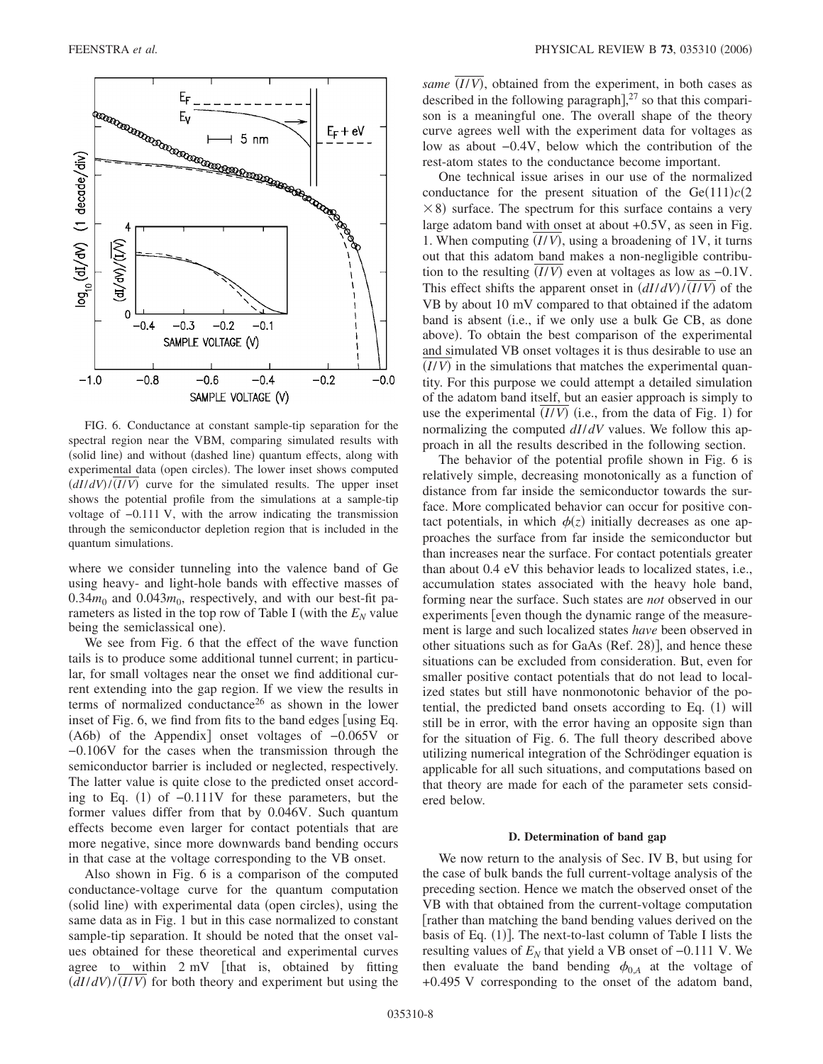FIG. 6. Conductance at constant sample-tip separation for the spectral region near the VBM, comparing simulated results with (solid line) and without (dashed line) quantum effects, along with experimental data (open circles). The lower inset shows computed $(dI/dV)/\overline{(I/V)}$ curve for the simulated results. The upper inset shows the potential profile from the simulations at a sample-tip voltage of −0.111 V, with the arrow indicating the transmission through the semiconductor depletion region that is included in the quantum simulations.

where we consider tunneling into the valence band of Ge using heavy- and light-hole bands with effective masses of $0.34m_0$ and $0.043m_0$, respectively, and with our best-fit parameters as listed in the top row of Table I (with the $E_N$ value being the semiclassical one).

We see from Fig. 6 that the effect of the wave function tails is to produce some additional tunnel current; in particular, for small voltages near the onset we find additional current extending into the gap region. If we view the results in terms of normalized conductance[26] as shown in the lower inset of Fig. 6, we find from fits to the band edges [using Eq. (A6b) of the Appendix] onset voltages of −0.065V or −0.106V for the cases when the transmission through the semiconductor barrier is included or neglected, respectively. The latter value is quite close to the predicted onset according to Eq. (1) of −0.111V for these parameters, but the former values differ from that by 0.046V. Such quantum effects become even larger for contact potentials that are more negative, since more downwards band bending occurs in that case at the voltage corresponding to the VB onset.

Also shown in Fig. 6 is a comparison of the computed conductance-voltage curve for the quantum computation (solid line) with experimental data (open circles), using the same data as in Fig. 1 but in this case normalized to constant sample-tip separation. It should be noted that the onset values obtained for these theoretical and experimental curves agree to within 2 mV [that is, obtained by fitting $(dI/dV)/\overline{(I/V)}$ for both theory and experiment but using the *same* $\overline{(I/V)}$, obtained from the experiment, in both cases as described in the following paragraph],[27] so that this comparison is a meaningful one. The overall shape of the theory curve agrees well with the experiment data for voltages as low as about −0.4V, below which the contribution of the rest-atom states to the conductance become important.

One technical issue arises in our use of the normalized conductance for the present situation of the Ge(111)$c(2\times8)$ surface. The spectrum for this surface contains a very large adatom band with onset at about +0.5V, as seen in Fig. 1. When computing $\overline{(I/V)}$, using a broadening of 1V, it turns out that this adatom band makes a non-negligible contribution to the resulting $\overline{(I/V)}$ even at voltages as low as −0.1V. This effect shifts the apparent onset in $(dI/dV)/\overline{(I/V)}$ of the VB by about 10 mV compared to that obtained if the adatom band is absent (i.e., if we only use a bulk Ge CB, as done above). To obtain the best comparison of the experimental and simulated VB onset voltages it is thus desirable to use an $\overline{(I/V)}$ in the simulations that matches the experimental quantity. For this purpose we could attempt a detailed simulation of the adatom band itself, but an easier approach is simply to use the experimental $\overline{(I/V)}$ (i.e., from the data of Fig. 1) for normalizing the computed $dI/dV$ values. We follow this approach in all the results described in the following section.

The behavior of the potential profile shown in Fig. 6 is relatively simple, decreasing monotonically as a function of distance from far inside the semiconductor towards the surface. More complicated behavior can occur for positive contact potentials, in which $\phi(z)$ initially decreases as one approaches the surface from far inside the semiconductor but than increases near the surface. For contact potentials greater than about 0.4 eV this behavior leads to localized states, i.e., accumulation states associated with the heavy hole band, forming near the surface. Such states are *not* observed in our experiments [even though the dynamic range of the measurement is large and such localized states *have* been observed in other situations such as for GaAs (Ref. 28)], and hence these situations can be excluded from consideration. But, even for smaller positive contact potentials that do not lead to localized states but still have nonmonotonic behavior of the potential, the predicted band onsets according to Eq. (1) will still be in error, with the error having an opposite sign than for the situation of Fig. 6. The full theory described above utilizing numerical integration of the Schrödinger equation is applicable for all such situations, and computations based on that theory are made for each of the parameter sets considered below.

### D. Determination of band gap

We now return to the analysis of Sec. IV B, but using for the case of bulk bands the full current-voltage analysis of the preceding section. Hence we match the observed onset of the VB with that obtained from the current-voltage computation [rather than matching the band bending values derived on the basis of Eq. (1)]. The next-to-last column of Table I lists the resulting values of $E_N$ that yield a VB onset of −0.111 V. We then evaluate the band bending $\phi_{0,A}$ at the voltage of +0.495 V corresponding to the onset of the adatom band,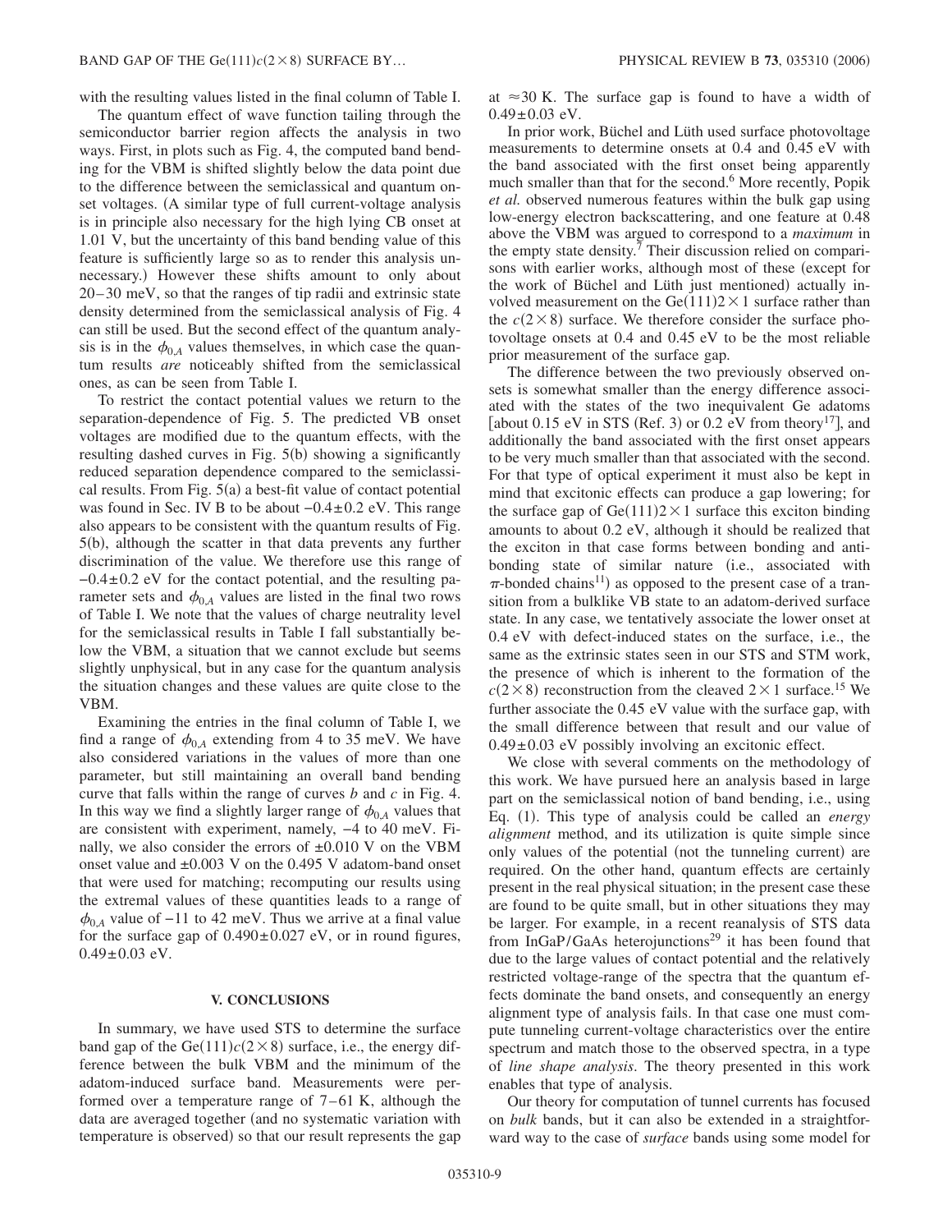with the resulting values listed in the final column of Table I.

The quantum effect of wave function tailing through the semiconductor barrier region affects the analysis in two ways. First, in plots such as Fig. 4, the computed band bending for the VBM is shifted slightly below the data point due to the difference between the semiclassical and quantum onset voltages. (A similar type of full current-voltage analysis is in principle also necessary for the high lying CB onset at 1.01 V, but the uncertainty of this band bending value of this feature is sufficiently large so as to render this analysis unnecessary.) However these shifts amount to only about 20–30 meV, so that the ranges of tip radii and extrinsic state density determined from the semiclassical analysis of Fig. 4 can still be used. But the second effect of the quantum analysis is in the $\phi_{0,A}$ values themselves, in which case the quantum results *are* noticeably shifted from the semiclassical ones, as can be seen from Table I.

To restrict the contact potential values we return to the separation-dependence of Fig. 5. The predicted VB onset voltages are modified due to the quantum effects, with the resulting dashed curves in Fig. 5(b) showing a significantly reduced separation dependence compared to the semiclassical results. From Fig. 5(a) a best-fit value of contact potential was found in Sec. IV B to be about $-0.4\pm0.2$ eV. This range also appears to be consistent with the quantum results of Fig. 5(b), although the scatter in that data prevents any further discrimination of the value. We therefore use this range of $-0.4\pm0.2$ eV for the contact potential, and the resulting parameter sets and $\phi_{0,A}$ values are listed in the final two rows of Table I. We note that the values of charge neutrality level for the semiclassical results in Table I fall substantially below the VBM, a situation that we cannot exclude but seems slightly unphysical, but in any case for the quantum analysis the situation changes and these values are quite close to the VBM.

Examining the entries in the final column of Table I, we find a range of $\phi_{0,A}$ extending from 4 to 35 meV. We have also considered variations in the values of more than one parameter, but still maintaining an overall band bending curve that falls within the range of curves *b* and *c* in Fig. 4. In this way we find a slightly larger range of $\phi_{0,A}$ values that are consistent with experiment, namely, $-4$ to 40 meV. Finally, we also consider the errors of $\pm0.010$ V on the VBM onset value and $\pm0.003$ V on the 0.495 V adatom-band onset that were used for matching; recomputing our results using the extremal values of these quantities leads to a range of $\phi_{0,A}$ value of $-11$ to 42 meV. Thus we arrive at a final value for the surface gap of $0.490\pm0.027$ eV, or in round figures, $0.49\pm0.03$ eV.

## V. CONCLUSIONS

In summary, we have used STS to determine the surface band gap of the Ge(111)$c(2\times8)$ surface, i.e., the energy difference between the bulk VBM and the minimum of the adatom-induced surface band. Measurements were performed over a temperature range of 7–61 K, although the data are averaged together (and no systematic variation with temperature is observed) so that our result represents the gap at $\approx30$ K. The surface gap is found to have a width of $0.49\pm0.03$ eV.

In prior work, Büchel and Lüth used surface photovoltage measurements to determine onsets at 0.4 and 0.45 eV with the band associated with the first onset being apparently much smaller than that for the second.[6] More recently, Popik *et al.* observed numerous features within the bulk gap using low-energy electron backscattering, and one feature at 0.48 above the VBM was argued to correspond to a *maximum* in the empty state density.[7] Their discussion relied on comparisons with earlier works, although most of these (except for the work of Büchel and Lüth just mentioned) actually involved measurement on the Ge(111)$2\times1$ surface rather than the $c(2\times8)$ surface. We therefore consider the surface photovoltage onsets at 0.4 and 0.45 eV to be the most reliable prior measurement of the surface gap.

The difference between the two previously observed onsets is somewhat smaller than the energy difference associated with the states of the two inequivalent Ge adatoms [about 0.15 eV in STS (Ref. 3) or 0.2 eV from theory[17]], and additionally the band associated with the first onset appears to be very much smaller than that associated with the second. For that type of optical experiment it must also be kept in mind that excitonic effects can produce a gap lowering; for the surface gap of Ge(111)$2\times1$ surface this exciton binding amounts to about 0.2 eV, although it should be realized that the exciton in that case forms between bonding and antibonding state of similar nature (i.e., associated with $\pi$-bonded chains[11]) as opposed to the present case of a transition from a bulklike VB state to an adatom-derived surface state. In any case, we tentatively associate the lower onset at 0.4 eV with defect-induced states on the surface, i.e., the same as the extrinsic states seen in our STS and STM work, the presence of which is inherent to the formation of the $c(2\times8)$ reconstruction from the cleaved $2\times1$ surface.[15] We further associate the 0.45 eV value with the surface gap, with the small difference between that result and our value of $0.49\pm0.03$ eV possibly involving an excitonic effect.

We close with several comments on the methodology of this work. We have pursued here an analysis based in large part on the semiclassical notion of band bending, i.e., using Eq. (1). This type of analysis could be called an *energy alignment* method, and its utilization is quite simple since only values of the potential (not the tunneling current) are required. On the other hand, quantum effects are certainly present in the real physical situation; in the present case these are found to be quite small, but in other situations they may be larger. For example, in a recent reanalysis of STS data from InGaP/GaAs heterojunctions[29] it has been found that due to the large values of contact potential and the relatively restricted voltage-range of the spectra that the quantum effects dominate the band onsets, and consequently an energy alignment type of analysis fails. In that case one must compute tunneling current-voltage characteristics over the entire spectrum and match those to the observed spectra, in a type of *line shape analysis*. The theory presented in this work enables that type of analysis.

Our theory for computation of tunnel currents has focused on *bulk* bands, but it can also be extended in a straightforward way to the case of *surface* bands using some model for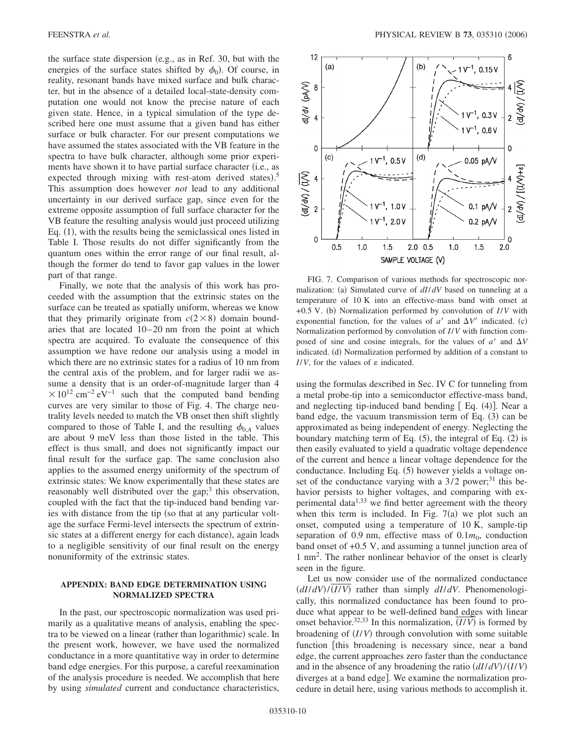the surface state dispersion (e.g., as in Ref. 30, but with the energies of the surface states shifted by $\phi_0$). Of course, in reality, resonant bands have mixed surface and bulk character, but in the absence of a detailed local-state-density computation one would not know the precise nature of each given state. Hence, in a typical simulation of the type described here one must assume that a given band has either surface or bulk character. For our present computations we have assumed the states associated with the VB feature in the spectra to have bulk character, although some prior experiments have shown it to have partial surface character (i.e., as expected through mixing with rest-atom derived states).[5] This assumption does however *not* lead to any additional uncertainty in our derived surface gap, since even for the extreme opposite assumption of full surface character for the VB feature the resulting analysis would just proceed utilizing Eq. (1), with the results being the semiclassical ones listed in Table I. Those results do not differ significantly from the quantum ones within the error range of our final result, although the former do tend to favor gap values in the lower part of that range.

Finally, we note that the analysis of this work has proceeded with the assumption that the extrinsic states on the surface can be treated as spatially uniform, whereas we know that they primarily originate from $c(2\times 8)$ domain boundaries that are located 10–20 nm from the point at which spectra are acquired. To evaluate the consequence of this assumption we have redone our analysis using a model in which there are no extrinsic states for a radius of 10 nm from the central axis of the problem, and for larger radii we assume a density that is an order-of-magnitude larger than $4\times 10^{12}$ cm$^{-2}$ eV$^{-1}$ such that the computed band bending curves are very similar to those of Fig. 4. The charge neutrality levels needed to match the VB onset then shift slightly compared to those of Table I, and the resulting $\phi_{0,A}$ values are about 9 meV less than those listed in the table. This effect is thus small, and does not significantly impact our final result for the surface gap. The same conclusion also applies to the assumed energy uniformity of the spectrum of extrinsic states: We know experimentally that these states are reasonably well distributed over the gap;[3] this observation, coupled with the fact that the tip-induced band bending varies with distance from the tip (so that at any particular voltage the surface Fermi-level intersects the spectrum of extrinsic states at a different energy for each distance), again leads to a negligible sensitivity of our final result on the energy nonuniformity of the extrinsic states.

## APPENDIX: BAND EDGE DETERMINATION USING NORMALIZED SPECTRA

In the past, our spectroscopic normalization was used primarily as a qualitative means of analysis, enabling the spectra to be viewed on a linear (rather than logarithmic) scale. In the present work, however, we have used the normalized conductance in a more quantitative way in order to determine band edge energies. For this purpose, a careful reexamination of the analysis procedure is needed. We accomplish that here by using *simulated* current and conductance characteristics, using the formulas described in Sec. IV C for tunneling from a metal probe-tip into a semiconductor effective-mass band, and neglecting tip-induced band bending [Eq. (4)]. Near a band edge, the vacuum transmission term of Eq. (3) can be approximated as being independent of energy. Neglecting the boundary matching term of Eq. (5), the integral of Eq. (2) is then easily evaluated to yield a quadratic voltage dependence of the current and hence a linear voltage dependence for the conductance. Including Eq. (5) however yields a voltage onset of the conductance varying with a 3/2 power;[31] this behavior persists to higher voltages, and comparing with experimental data[1,33] we find better agreement with the theory when this term is included. In Fig. 7(a) we plot such an onset, computed using a temperature of 10 K, sample-tip separation of 0.9 nm, effective mass of $0.1m_0$, conduction band onset of +0.5 V, and assuming a tunnel junction area of 1 nm$^2$. The rather nonlinear behavior of the onset is clearly seen in the figure.

FIG. 7. Comparison of various methods for spectroscopic normalization: (a) Simulated curve of $dI/dV$ based on tunneling at a temperature of 10 K into an effective-mass band with onset at +0.5 V. (b) Normalization performed by convolution of $I/V$ with exponential function, for the values of $a'$ and $\Delta V'$ indicated. (c) Normalization performed by convolution of $I/V$ with function composed of sine and cosine integrals, for the values of $a'$ and $\Delta V$ indicated. (d) Normalization performed by addition of a constant to $I/V$, for the values of $\varepsilon$ indicated.

Let us now consider use of the normalized conductance $(dI/dV)/\overline{(I/V)}$ rather than simply $dI/dV$. Phenomenologically, this normalized conductance has been found to produce what appear to be well-defined band edges with linear onset behavior.[32,33] In this normalization, $\overline{(I/V)}$ is formed by broadening of $(I/V)$ through convolution with some suitable function [this broadening is necessary since, near a band edge, the current approaches zero faster than the conductance and in the absence of any broadening the ratio $(dI/dV)/(I/V)$ diverges at a band edge]. We examine the normalization procedure in detail here, using various methods to accomplish it.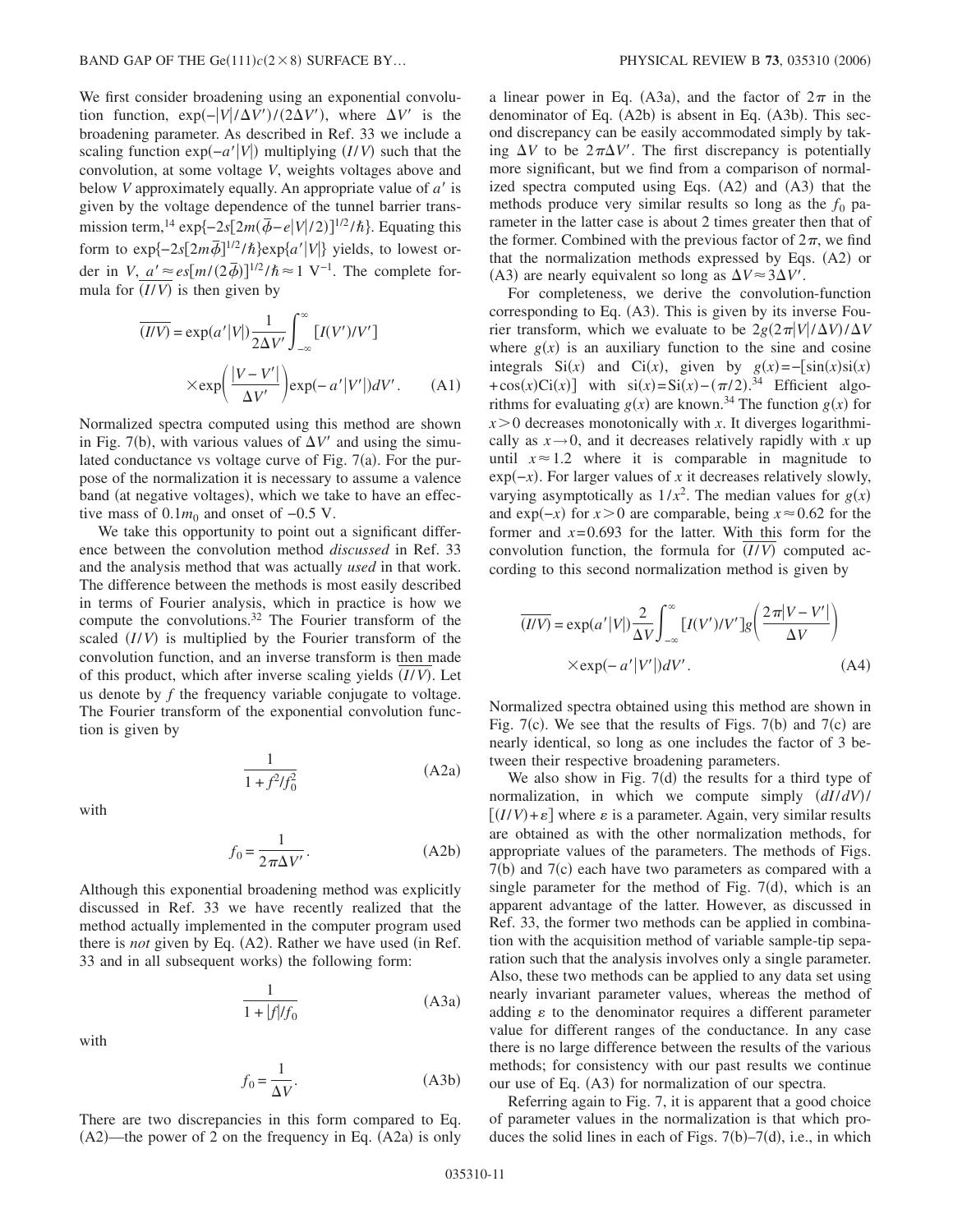We first consider broadening using an exponential convolution function, $\exp(-|V|/\Delta V')/(2\Delta V')$, where $\Delta V'$ is the broadening parameter. As described in Ref. 33 we include a scaling function $\exp(-a'|V|)$ multiplying $(I/V)$ such that the convolution, at some voltage $V$, weights voltages above and below $V$ approximately equally. An appropriate value of $a'$ is given by the voltage dependence of the tunnel barrier transmission term,[14] $\exp\{-2s[2m(\bar{\phi}-e|V|/2)]^{1/2}/\hbar\}$. Equating this form to $\exp\{-2s[2m\bar{\phi}]^{1/2}/\hbar\}\exp\{a'|V|\}$ yields, to lowest order in $V$, $a' \approx es[m/(2\bar{\phi})]^{1/2}/\hbar \approx 1\ \text{V}^{-1}$. The complete formula for $\overline{(I/V)}$ is then given by

$$\overline{(I/V)} = \exp(a'|V|)\frac{1}{2\Delta V'}\int_{-\infty}^{\infty}[I(V')/V'] \times \exp\left(\frac{|V-V'|}{\Delta V'}\right)\exp(-a'|V'|)dV'. \tag{A1}$$

Normalized spectra computed using this method are shown in Fig. 7(b), with various values of $\Delta V'$ and using the simulated conductance vs voltage curve of Fig. 7(a). For the purpose of the normalization it is necessary to assume a valence band (at negative voltages), which we take to have an effective mass of $0.1m_0$ and onset of $-0.5$ V.

We take this opportunity to point out a significant difference between the convolution method *discussed* in Ref. 33 and the analysis method that was actually *used* in that work. The difference between the methods is most easily described in terms of Fourier analysis, which in practice is how we compute the convolutions.[32] The Fourier transform of the scaled $(I/V)$ is multiplied by the Fourier transform of the convolution function, and an inverse transform is then made of this product, which after inverse scaling yields $\overline{(I/V)}$. Let us denote by $f$ the frequency variable conjugate to voltage. The Fourier transform of the exponential convolution function is given by

$$\frac{1}{1+f^2/f_0^2} \tag{A2a}$$

with

$$f_0 = \frac{1}{2\pi\Delta V'}. \tag{A2b}$$

Although this exponential broadening method was explicitly discussed in Ref. 33 we have recently realized that the method actually implemented in the computer program used there is *not* given by Eq. (A2). Rather we have used (in Ref. 33 and in all subsequent works) the following form:

$$\frac{1}{1+|f|/f_0} \tag{A3a}$$

with

$$f_0 = \frac{1}{\Delta V}. \tag{A3b}$$

There are two discrepancies in this form compared to Eq. (A2)—the power of 2 on the frequency in Eq. (A2a) is only a linear power in Eq. (A3a), and the factor of $2\pi$ in the denominator of Eq. (A2b) is absent in Eq. (A3b). This second discrepancy can be easily accommodated simply by taking $\Delta V$ to be $2\pi\Delta V'$. The first discrepancy is potentially more significant, but we find from a comparison of normalized spectra computed using Eqs. (A2) and (A3) that the methods produce very similar results so long as the $f_0$ parameter in the latter case is about 2 times greater then that of the former. Combined with the previous factor of $2\pi$, we find that the normalization methods expressed by Eqs. (A2) or (A3) are nearly equivalent so long as $\Delta V \approx 3\Delta V'$.

For completeness, we derive the convolution-function corresponding to Eq. (A3). This is given by its inverse Fourier transform, which we evaluate to be $2g(2\pi|V|/\Delta V)/\Delta V$ where $g(x)$ is an auxiliary function to the sine and cosine integrals $\text{Si}(x)$ and $\text{Ci}(x)$, given by $g(x) = -[\sin(x)\text{si}(x) + \cos(x)\text{Ci}(x)]$ with $\text{si}(x) = \text{Si}(x) - (\pi/2)$.[34] Efficient algorithms for evaluating $g(x)$ are known.[34] The function $g(x)$ for $x>0$ decreases monotonically with $x$. It diverges logarithmically as $x \to 0$, and it decreases relatively rapidly with $x$ up until $x \approx 1.2$ where it is comparable in magnitude to $\exp(-x)$. For larger values of $x$ it decreases relatively slowly, varying asymptotically as $1/x^2$. The median values for $g(x)$ and $\exp(-x)$ for $x>0$ are comparable, being $x \approx 0.62$ for the former and $x = 0.693$ for the latter. With this form for the convolution function, the formula for $\overline{(I/V)}$ computed according to this second normalization method is given by

$$\overline{(I/V)} = \exp(a'|V|)\frac{2}{\Delta V}\int_{-\infty}^{\infty}[I(V')/V']g\left(\frac{2\pi|V-V'|}{\Delta V}\right) \times \exp(-a'|V'|)dV'. \tag{A4}$$

Normalized spectra obtained using this method are shown in Fig. 7(c). We see that the results of Figs. 7(b) and 7(c) are nearly identical, so long as one includes the factor of 3 between their respective broadening parameters.

We also show in Fig. 7(d) the results for a third type of normalization, in which we compute simply $(dI/dV)/[(I/V)+\varepsilon]$ where $\varepsilon$ is a parameter. Again, very similar results are obtained as with the other normalization methods, for appropriate values of the parameters. The methods of Figs. 7(b) and 7(c) each have two parameters as compared with a single parameter for the method of Fig. 7(d), which is an apparent advantage of the latter. However, as discussed in Ref. 33, the former two methods can be applied in combination with the acquisition method of variable sample-tip separation such that the analysis involves only a single parameter. Also, these two methods can be applied to any data set using nearly invariant parameter values, whereas the method of adding $\varepsilon$ to the denominator requires a different parameter value for different ranges of the conductance. In any case there is no large difference between the results of the various methods; for consistency with our past results we continue our use of Eq. (A3) for normalization of our spectra.

Referring again to Fig. 7, it is apparent that a good choice of parameter values in the normalization is that which produces the solid lines in each of Figs. 7(b)–7(d), i.e., in which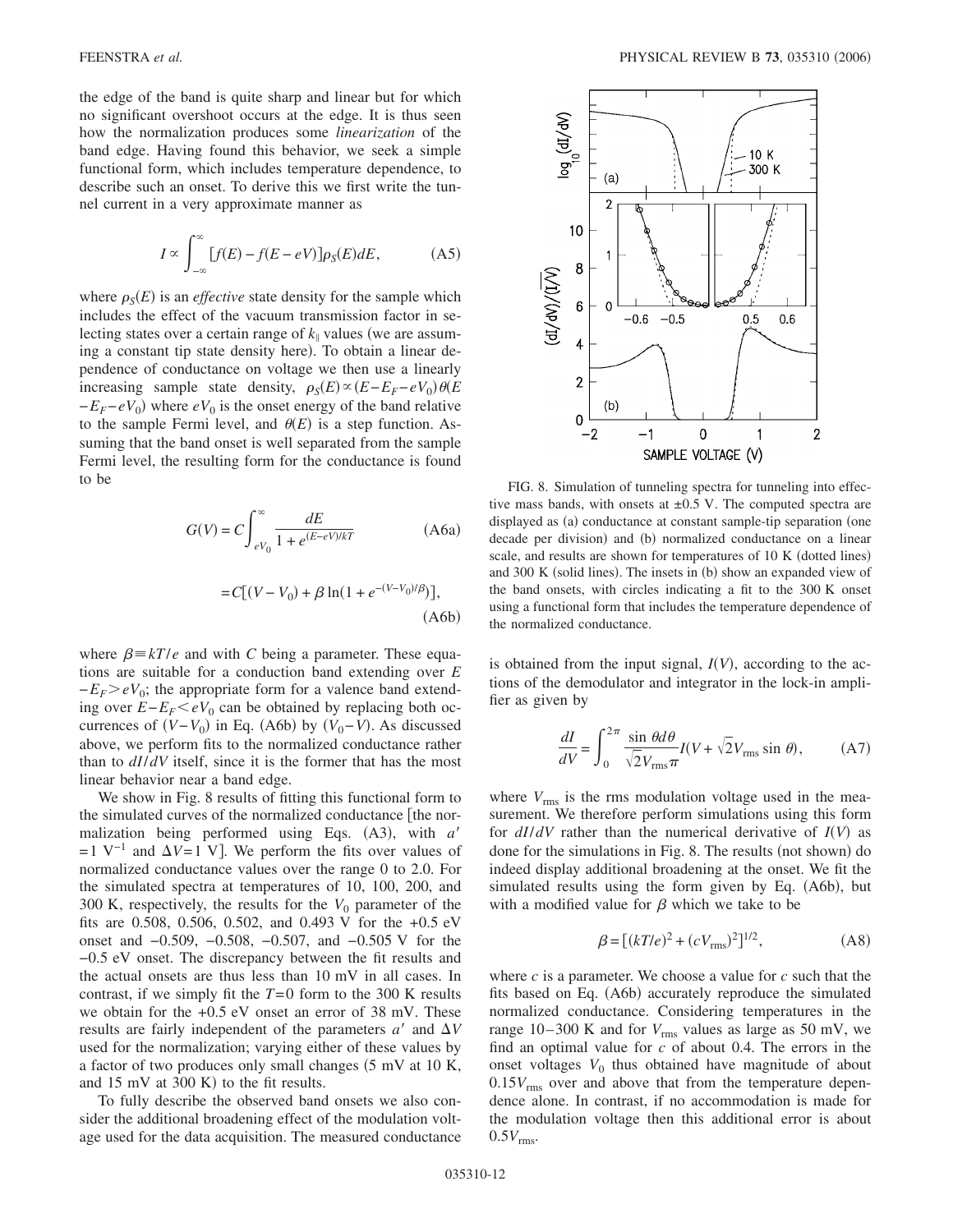the edge of the band is quite sharp and linear but for which no significant overshoot occurs at the edge. It is thus seen how the normalization produces some *linearization* of the band edge. Having found this behavior, we seek a simple functional form, which includes temperature dependence, to describe such an onset. To derive this we first write the tunnel current in a very approximate manner as

$$I \propto \int_{-\infty}^{\infty} [f(E) - f(E - eV)]\rho_S(E)dE, \tag{A5}$$

where $\rho_S(E)$ is an *effective* state density for the sample which includes the effect of the vacuum transmission factor in selecting states over a certain range of $k_\parallel$ values (we are assuming a constant tip state density here). To obtain a linear dependence of conductance on voltage we then use a linearly increasing sample state density, $\rho_S(E) \propto (E - E_F - eV_0)\theta(E - E_F - eV_0)$ where $eV_0$ is the onset energy of the band relative to the sample Fermi level, and $\theta(E)$ is a step function. Assuming that the band onset is well separated from the sample Fermi level, the resulting form for the conductance is found to be

$$G(V) = C\int_{eV_0}^{\infty} \frac{dE}{1 + e^{(E-eV)/kT}} \tag{A6a}$$

$$= C[(V - V_0) + \beta \ln(1 + e^{-(V-V_0)/\beta})], \tag{A6b}$$

where $\beta \equiv kT/e$ and with $C$ being a parameter. These equations are suitable for a conduction band extending over $E - E_F > eV_0$; the appropriate form for a valence band extending over $E - E_F < eV_0$ can be obtained by replacing both occurrences of $(V - V_0)$ in Eq. (A6b) by $(V_0 - V)$. As discussed above, we perform fits to the normalized conductance rather than to $dI/dV$ itself, since it is the former that has the most linear behavior near a band edge.

We show in Fig. 8 results of fitting this functional form to the simulated curves of the normalized conductance [the normalization being performed using Eqs. (A3), with $a' = 1\ \text{V}^{-1}$ and $\Delta V = 1$ V]. We perform the fits over values of normalized conductance values over the range 0 to 2.0. For the simulated spectra at temperatures of 10, 100, 200, and 300 K, respectively, the results for the $V_0$ parameter of the fits are 0.508, 0.506, 0.502, and 0.493 V for the +0.5 eV onset and −0.509, −0.508, −0.507, and −0.505 V for the −0.5 eV onset. The discrepancy between the fit results and the actual onsets are thus less than 10 mV in all cases. In contrast, if we simply fit the $T = 0$ form to the 300 K results we obtain for the +0.5 eV onset an error of 38 mV. These results are fairly independent of the parameters $a'$ and $\Delta V$ used for the normalization; varying either of these values by a factor of two produces only small changes (5 mV at 10 K, and 15 mV at 300 K) to the fit results.

To fully describe the observed band onsets we also consider the additional broadening effect of the modulation voltage used for the data acquisition. The measured conductance

FIG. 8. Simulation of tunneling spectra for tunneling into effective mass bands, with onsets at ±0.5 V. The computed spectra are displayed as (a) conductance at constant sample-tip separation (one decade per division) and (b) normalized conductance on a linear scale, and results are shown for temperatures of 10 K (dotted lines) and 300 K (solid lines). The insets in (b) show an expanded view of the band onsets, with circles indicating a fit to the 300 K onset using a functional form that includes the temperature dependence of the normalized conductance.

is obtained from the input signal, $I(V)$, according to the actions of the demodulator and integrator in the lock-in amplifier as given by

$$\frac{dI}{dV} = \int_0^{2\pi} \frac{\sin\theta d\theta}{\sqrt{2}V_{\text{rms}}\pi} I(V + \sqrt{2}V_{\text{rms}} \sin\theta), \tag{A7}$$

where $V_{\text{rms}}$ is the rms modulation voltage used in the measurement. We therefore perform simulations using this form for $dI/dV$ rather than the numerical derivative of $I(V)$ as done for the simulations in Fig. 8. The results (not shown) do indeed display additional broadening at the onset. We fit the simulated results using the form given by Eq. (A6b), but with a modified value for $\beta$ which we take to be

$$\beta = [(kT/e)^2 + (cV_{\text{rms}})^2]^{1/2}, \tag{A8}$$

where $c$ is a parameter. We choose a value for $c$ such that the fits based on Eq. (A6b) accurately reproduce the simulated normalized conductance. Considering temperatures in the range 10–300 K and for $V_{\text{rms}}$ values as large as 50 mV, we find an optimal value for $c$ of about 0.4. The errors in the onset voltages $V_0$ thus obtained have magnitude of about $0.15V_{\text{rms}}$ over and above that from the temperature dependence alone. In contrast, if no accommodation is made for the modulation voltage then this additional error is about $0.5V_{\text{rms}}$.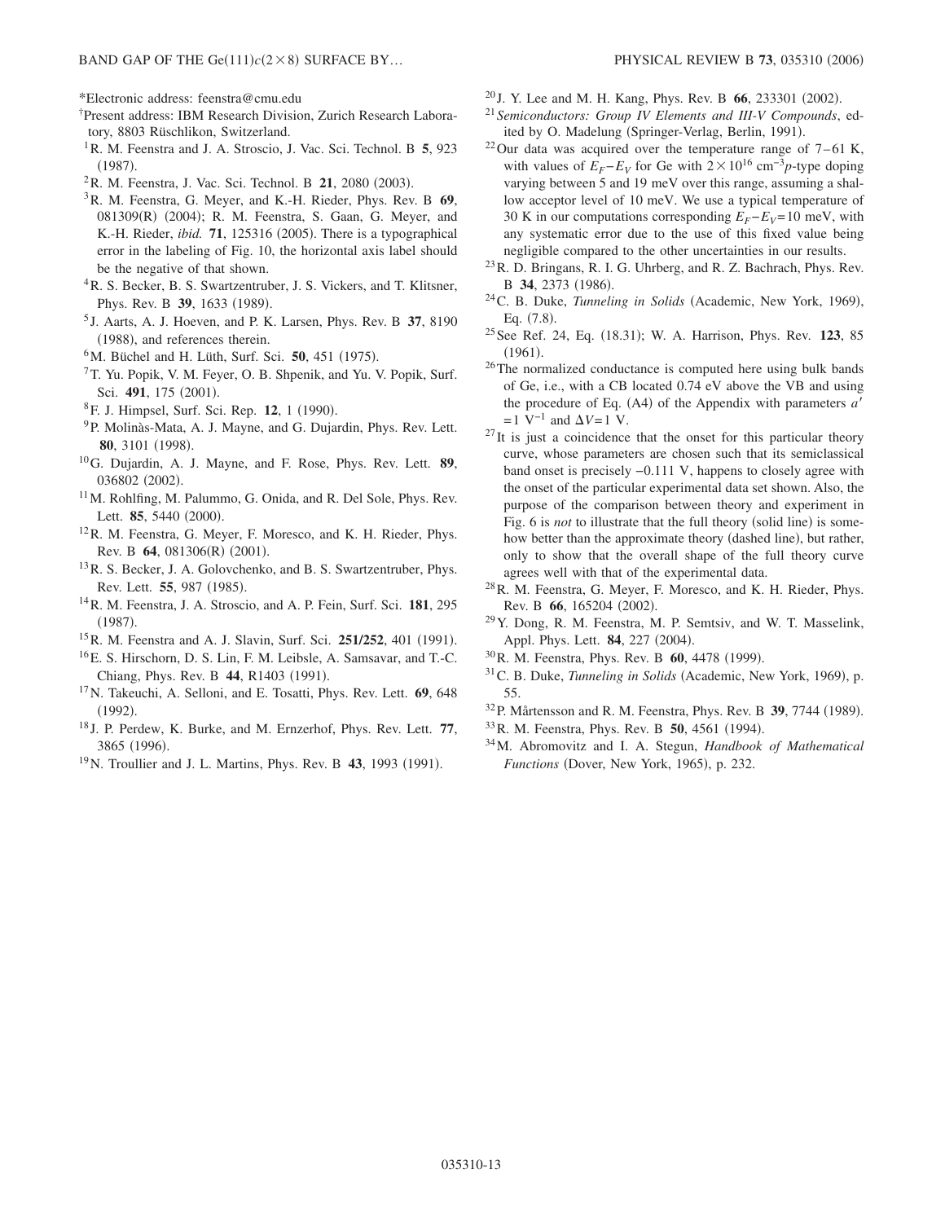*Electronic address: feenstra@cmu.edu

†Present address: IBM Research Division, Zurich Research Laboratory, 8803 Rüschlikon, Switzerland.

[1] R. M. Feenstra and J. A. Stroscio, J. Vac. Sci. Technol. B **5**, 923 (1987).

[2] R. M. Feenstra, J. Vac. Sci. Technol. B **21**, 2080 (2003).

[3] R. M. Feenstra, G. Meyer, and K.-H. Rieder, Phys. Rev. B **69**, 081309(R) (2004); R. M. Feenstra, S. Gaan, G. Meyer, and K.-H. Rieder, *ibid.* **71**, 125316 (2005). There is a typographical error in the labeling of Fig. 10, the horizontal axis label should be the negative of that shown.

[4] R. S. Becker, B. S. Swartzentruber, J. S. Vickers, and T. Klitsner, Phys. Rev. B **39**, 1633 (1989).

[5] J. Aarts, A. J. Hoeven, and P. K. Larsen, Phys. Rev. B **37**, 8190 (1988), and references therein.

[6] M. Büchel and H. Lüth, Surf. Sci. **50**, 451 (1975).

[7] T. Yu. Popik, V. M. Feyer, O. B. Shpenik, and Yu. V. Popik, Surf. Sci. **491**, 175 (2001).

[8] F. J. Himpsel, Surf. Sci. Rep. **12**, 1 (1990).

[9] P. Molinàs-Mata, A. J. Mayne, and G. Dujardin, Phys. Rev. Lett. **80**, 3101 (1998).

[10] G. Dujardin, A. J. Mayne, and F. Rose, Phys. Rev. Lett. **89**, 036802 (2002).

[11] M. Rohlfing, M. Palummo, G. Onida, and R. Del Sole, Phys. Rev. Lett. **85**, 5440 (2000).

[12] R. M. Feenstra, G. Meyer, F. Moresco, and K. H. Rieder, Phys. Rev. B **64**, 081306(R) (2001).

[13] R. S. Becker, J. A. Golovchenko, and B. S. Swartzentruber, Phys. Rev. Lett. **55**, 987 (1985).

[14] R. M. Feenstra, J. A. Stroscio, and A. P. Fein, Surf. Sci. **181**, 295 (1987).

[15] R. M. Feenstra and A. J. Slavin, Surf. Sci. **251/252**, 401 (1991).

[16] E. S. Hirschorn, D. S. Lin, F. M. Leibsle, A. Samsavar, and T.-C. Chiang, Phys. Rev. B **44**, R1403 (1991).

[17] N. Takeuchi, A. Selloni, and E. Tosatti, Phys. Rev. Lett. **69**, 648 (1992).

[18] J. P. Perdew, K. Burke, and M. Ernzerhof, Phys. Rev. Lett. **77**, 3865 (1996).

[19] N. Troullier and J. L. Martins, Phys. Rev. B **43**, 1993 (1991).

[20] J. Y. Lee and M. H. Kang, Phys. Rev. B **66**, 233301 (2002).

[21] *Semiconductors: Group IV Elements and III-V Compounds*, edited by O. Madelung (Springer-Verlag, Berlin, 1991).

[22] Our data was acquired over the temperature range of 7–61 K, with values of $E_F - E_V$ for Ge with $2\times10^{16}$ cm$^{-3}$ $p$-type doping varying between 5 and 19 meV over this range, assuming a shallow acceptor level of 10 meV. We use a typical temperature of 30 K in our computations corresponding $E_F - E_V = 10$ meV, with any systematic error due to the use of this fixed value being negligible compared to the other uncertainties in our results.

[23] R. D. Bringans, R. I. G. Uhrberg, and R. Z. Bachrach, Phys. Rev. B **34**, 2373 (1986).

[24] C. B. Duke, *Tunneling in Solids* (Academic, New York, 1969), Eq. (7.8).

[25] See Ref. 24, Eq. (18.31); W. A. Harrison, Phys. Rev. **123**, 85 (1961).

[26] The normalized conductance is computed here using bulk bands of Ge, i.e., with a CB located 0.74 eV above the VB and using the procedure of Eq. (A4) of the Appendix with parameters $a' = 1$ V$^{-1}$ and $\Delta V = 1$ V.

[27] It is just a coincidence that the onset for this particular theory curve, whose parameters are chosen such that its semiclassical band onset is precisely −0.111 V, happens to closely agree with the onset of the particular experimental data set shown. Also, the purpose of the comparison between theory and experiment in Fig. 6 is *not* to illustrate that the full theory (solid line) is somehow better than the approximate theory (dashed line), but rather, only to show that the overall shape of the full theory curve agrees well with that of the experimental data.

[28] R. M. Feenstra, G. Meyer, F. Moresco, and K. H. Rieder, Phys. Rev. B **66**, 165204 (2002).

[29] Y. Dong, R. M. Feenstra, M. P. Semtsiv, and W. T. Masselink, Appl. Phys. Lett. **84**, 227 (2004).

[30] R. M. Feenstra, Phys. Rev. B **60**, 4478 (1999).

[31] C. B. Duke, *Tunneling in Solids* (Academic, New York, 1969), p. 55.

[32] P. Mårtensson and R. M. Feenstra, Phys. Rev. B **39**, 7744 (1989).

[33] R. M. Feenstra, Phys. Rev. B **50**, 4561 (1994).

[34] M. Abromovitz and I. A. Stegun, *Handbook of Mathematical Functions* (Dover, New York, 1965), p. 232.